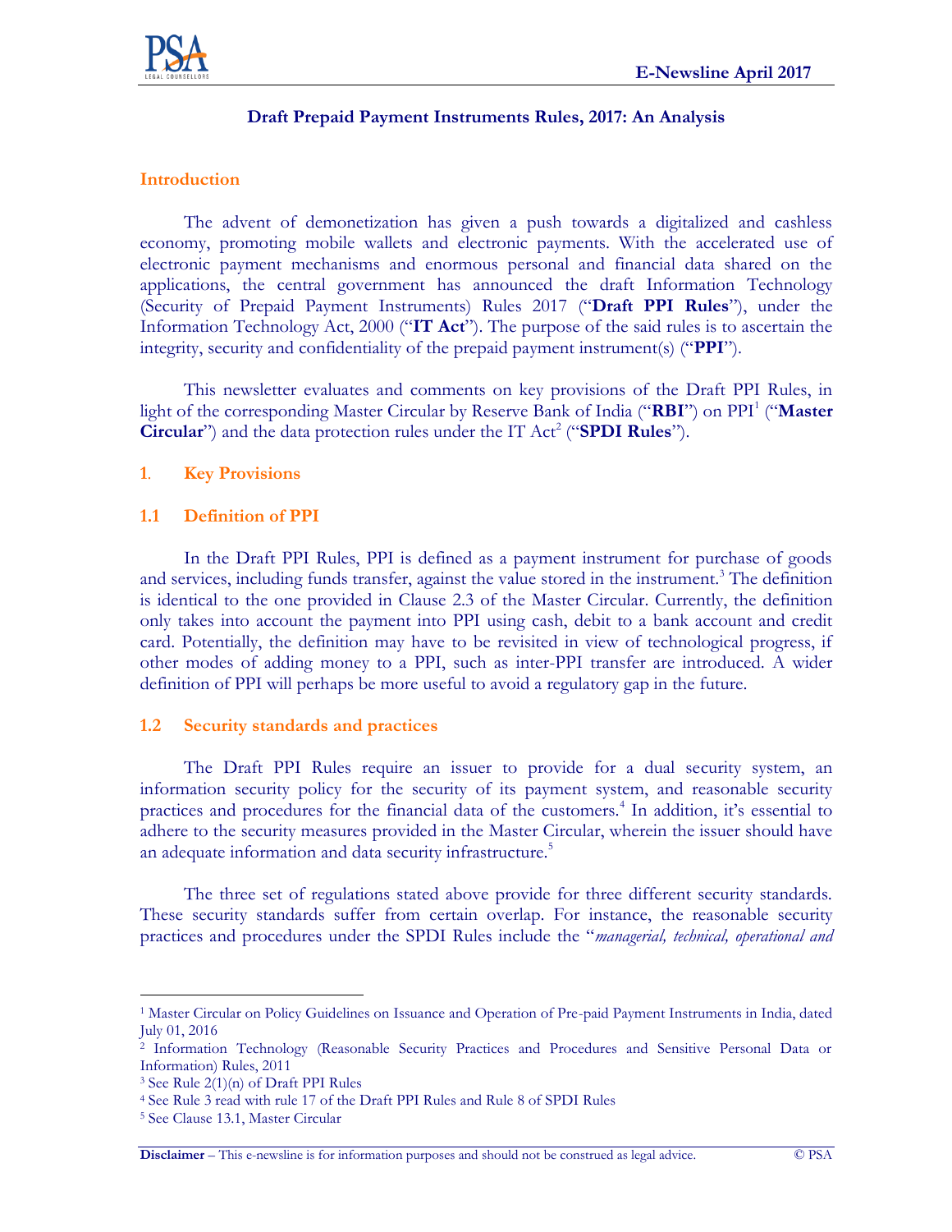## Draft Prepaid Payment Instruments Rules, 2017: An Analysis

### Introduction

The advent of demonetization has given a push towards a digitalized and cashless economy, promoting mobile wallets and electronic payments. With the accelerated use of electronic payment mechanisms and enormous personal and financial data shared on the applications, the central government has announced the draft Information Technology (Security of Prepaid Payment Instruments) Rules 2017 ("**Draft PPI Rules**"), under the Information Technology Act, 2000 ("**IT Act**"). The purpose of the said rules is to ascertain the integrity, security and confidentiality of the prepaid payment instrument(s) ("**PPI**").

This newsletter evaluates and comments on key provisions of the Draft PPI Rules, in light of the corresponding Master Circular by Reserve Bank of India ("**RBI**") on PPI[1] ("**Master Circular**") and the data protection rules under the IT Act[2] ("**SPDI Rules**").

### 1. Key Provisions

### 1.1 Definition of PPI

In the Draft PPI Rules, PPI is defined as a payment instrument for purchase of goods and services, including funds transfer, against the value stored in the instrument.[3] The definition is identical to the one provided in Clause 2.3 of the Master Circular. Currently, the definition only takes into account the payment into PPI using cash, debit to a bank account and credit card. Potentially, the definition may have to be revisited in view of technological progress, if other modes of adding money to a PPI, such as inter-PPI transfer are introduced. A wider definition of PPI will perhaps be more useful to avoid a regulatory gap in the future.

### 1.2 Security standards and practices

The Draft PPI Rules require an issuer to provide for a dual security system, an information security policy for the security of its payment system, and reasonable security practices and procedures for the financial data of the customers.[4] In addition, it's essential to adhere to the security measures provided in the Master Circular, wherein the issuer should have an adequate information and data security infrastructure.[5]

The three set of regulations stated above provide for three different security standards. These security standards suffer from certain overlap. For instance, the reasonable security practices and procedures under the SPDI Rules include the "*managerial, technical, operational and*

---

[1] Master Circular on Policy Guidelines on Issuance and Operation of Pre-paid Payment Instruments in India, dated July 01, 2016

[2] Information Technology (Reasonable Security Practices and Procedures and Sensitive Personal Data or Information) Rules, 2011

[3] See Rule 2(1)(n) of Draft PPI Rules

[4] See Rule 3 read with rule 17 of the Draft PPI Rules and Rule 8 of SPDI Rules

[5] See Clause 13.1, Master Circular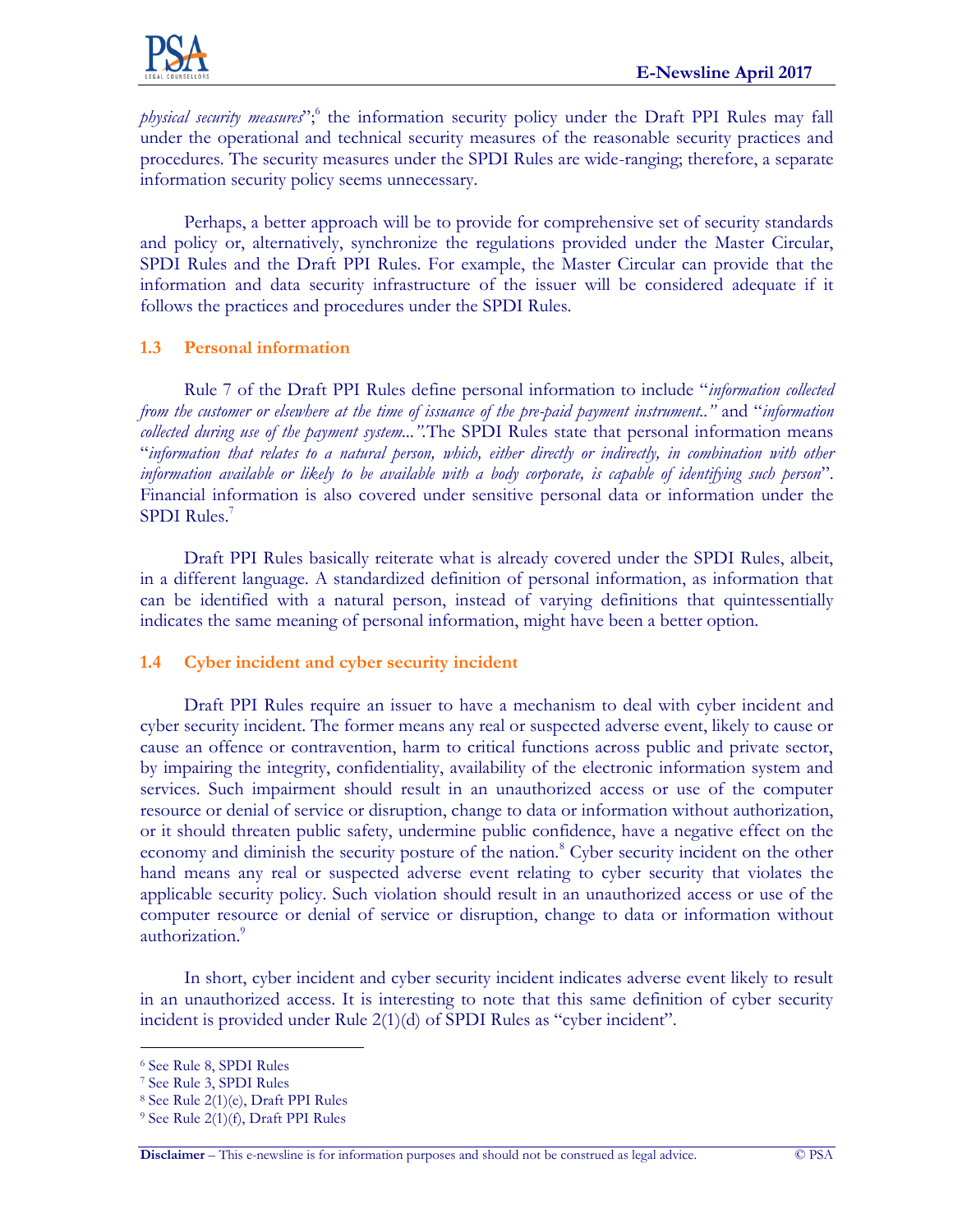*physical security measures*";[6] the information security policy under the Draft PPI Rules may fall under the operational and technical security measures of the reasonable security practices and procedures. The security measures under the SPDI Rules are wide-ranging; therefore, a separate information security policy seems unnecessary.

Perhaps, a better approach will be to provide for comprehensive set of security standards and policy or, alternatively, synchronize the regulations provided under the Master Circular, SPDI Rules and the Draft PPI Rules. For example, the Master Circular can provide that the information and data security infrastructure of the issuer will be considered adequate if it follows the practices and procedures under the SPDI Rules.

### 1.3 Personal information

Rule 7 of the Draft PPI Rules define personal information to include "*information collected from the customer or elsewhere at the time of issuance of the pre-paid payment instrument.."* and "*information collected during use of the payment system..."*.The SPDI Rules state that personal information means "*information that relates to a natural person, which, either directly or indirectly, in combination with other information available or likely to be available with a body corporate, is capable of identifying such person*". Financial information is also covered under sensitive personal data or information under the SPDI Rules.[7]

Draft PPI Rules basically reiterate what is already covered under the SPDI Rules, albeit, in a different language. A standardized definition of personal information, as information that can be identified with a natural person, instead of varying definitions that quintessentially indicates the same meaning of personal information, might have been a better option.

### 1.4 Cyber incident and cyber security incident

Draft PPI Rules require an issuer to have a mechanism to deal with cyber incident and cyber security incident. The former means any real or suspected adverse event, likely to cause or cause an offence or contravention, harm to critical functions across public and private sector, by impairing the integrity, confidentiality, availability of the electronic information system and services. Such impairment should result in an unauthorized access or use of the computer resource or denial of service or disruption, change to data or information without authorization, or it should threaten public safety, undermine public confidence, have a negative effect on the economy and diminish the security posture of the nation.[8] Cyber security incident on the other hand means any real or suspected adverse event relating to cyber security that violates the applicable security policy. Such violation should result in an unauthorized access or use of the computer resource or denial of service or disruption, change to data or information without authorization.[9]

In short, cyber incident and cyber security incident indicates adverse event likely to result in an unauthorized access. It is interesting to note that this same definition of cyber security incident is provided under Rule 2(1)(d) of SPDI Rules as "cyber incident".

---

[6] See Rule 8, SPDI Rules
[7] See Rule 3, SPDI Rules
[8] See Rule 2(1)(e), Draft PPI Rules
[9] See Rule 2(1)(f), Draft PPI Rules

**Disclaimer** – This e-newsline is for information purposes and should not be construed as legal advice. © PSA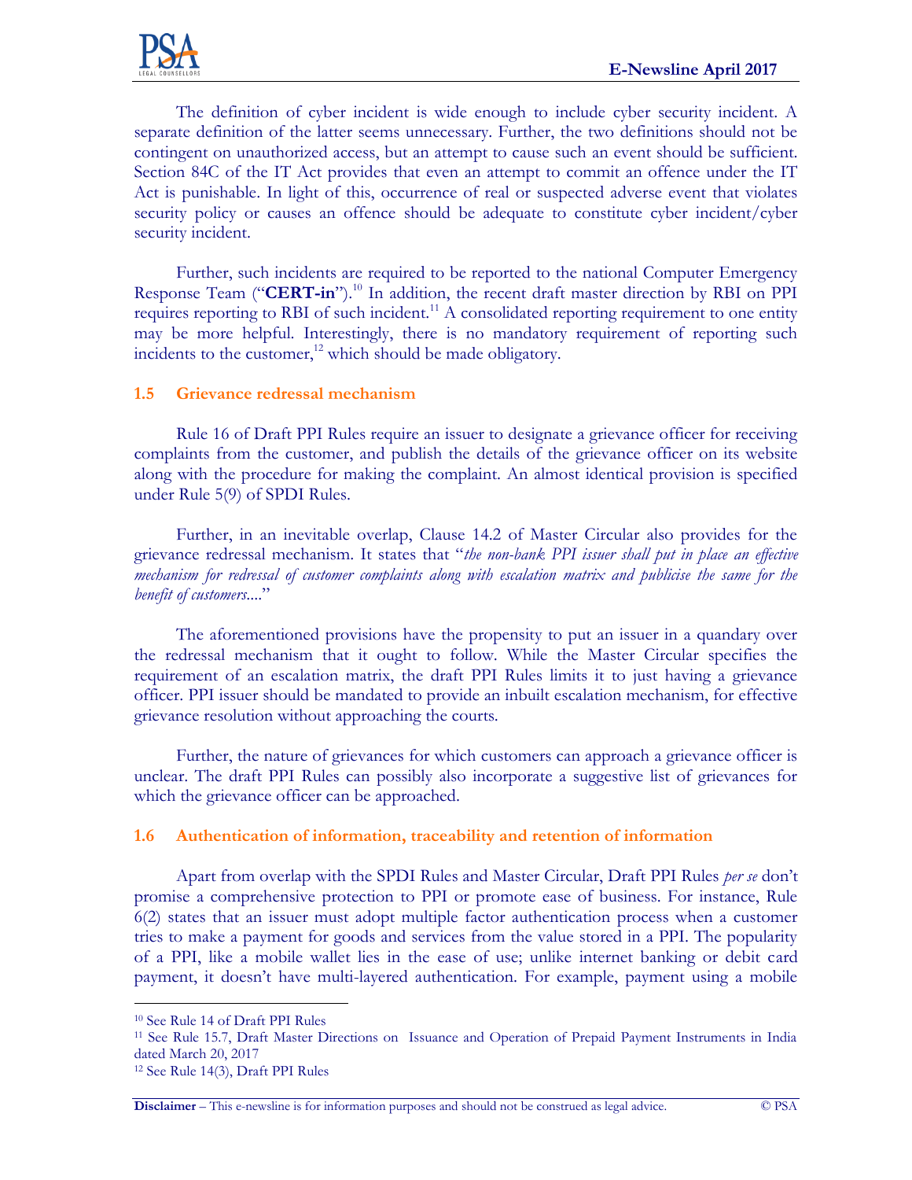The definition of cyber incident is wide enough to include cyber security incident. A separate definition of the latter seems unnecessary. Further, the two definitions should not be contingent on unauthorized access, but an attempt to cause such an event should be sufficient. Section 84C of the IT Act provides that even an attempt to commit an offence under the IT Act is punishable. In light of this, occurrence of real or suspected adverse event that violates security policy or causes an offence should be adequate to constitute cyber incident/cyber security incident.

Further, such incidents are required to be reported to the national Computer Emergency Response Team ("**CERT-in**").[10] In addition, the recent draft master direction by RBI on PPI requires reporting to RBI of such incident.[11] A consolidated reporting requirement to one entity may be more helpful. Interestingly, there is no mandatory requirement of reporting such incidents to the customer,[12] which should be made obligatory.

### 1.5 Grievance redressal mechanism

Rule 16 of Draft PPI Rules require an issuer to designate a grievance officer for receiving complaints from the customer, and publish the details of the grievance officer on its website along with the procedure for making the complaint. An almost identical provision is specified under Rule 5(9) of SPDI Rules.

Further, in an inevitable overlap, Clause 14.2 of Master Circular also provides for the grievance redressal mechanism. It states that "*the non-bank PPI issuer shall put in place an effective mechanism for redressal of customer complaints along with escalation matrix and publicise the same for the benefit of customers....*"

The aforementioned provisions have the propensity to put an issuer in a quandary over the redressal mechanism that it ought to follow. While the Master Circular specifies the requirement of an escalation matrix, the draft PPI Rules limits it to just having a grievance officer. PPI issuer should be mandated to provide an inbuilt escalation mechanism, for effective grievance resolution without approaching the courts.

Further, the nature of grievances for which customers can approach a grievance officer is unclear. The draft PPI Rules can possibly also incorporate a suggestive list of grievances for which the grievance officer can be approached.

### 1.6 Authentication of information, traceability and retention of information

Apart from overlap with the SPDI Rules and Master Circular, Draft PPI Rules *per se* don't promise a comprehensive protection to PPI or promote ease of business. For instance, Rule 6(2) states that an issuer must adopt multiple factor authentication process when a customer tries to make a payment for goods and services from the value stored in a PPI. The popularity of a PPI, like a mobile wallet lies in the ease of use; unlike internet banking or debit card payment, it doesn't have multi-layered authentication. For example, payment using a mobile

---

[10] See Rule 14 of Draft PPI Rules

[11] See Rule 15.7, Draft Master Directions on Issuance and Operation of Prepaid Payment Instruments in India dated March 20, 2017

[12] See Rule 14(3), Draft PPI Rules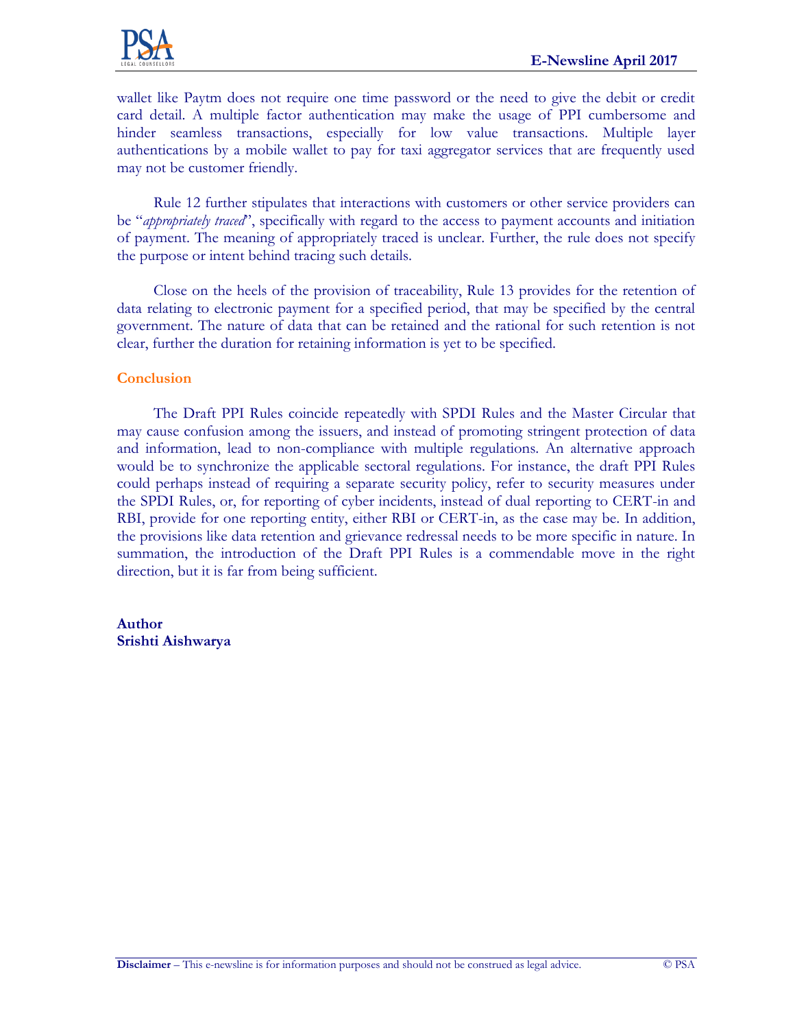wallet like Paytm does not require one time password or the need to give the debit or credit card detail. A multiple factor authentication may make the usage of PPI cumbersome and hinder seamless transactions, especially for low value transactions. Multiple layer authentications by a mobile wallet to pay for taxi aggregator services that are frequently used may not be customer friendly.

Rule 12 further stipulates that interactions with customers or other service providers can be "*appropriately traced*", specifically with regard to the access to payment accounts and initiation of payment. The meaning of appropriately traced is unclear. Further, the rule does not specify the purpose or intent behind tracing such details.

Close on the heels of the provision of traceability, Rule 13 provides for the retention of data relating to electronic payment for a specified period, that may be specified by the central government. The nature of data that can be retained and the rational for such retention is not clear, further the duration for retaining information is yet to be specified.

## Conclusion

The Draft PPI Rules coincide repeatedly with SPDI Rules and the Master Circular that may cause confusion among the issuers, and instead of promoting stringent protection of data and information, lead to non-compliance with multiple regulations. An alternative approach would be to synchronize the applicable sectoral regulations. For instance, the draft PPI Rules could perhaps instead of requiring a separate security policy, refer to security measures under the SPDI Rules, or, for reporting of cyber incidents, instead of dual reporting to CERT-in and RBI, provide for one reporting entity, either RBI or CERT-in, as the case may be. In addition, the provisions like data retention and grievance redressal needs to be more specific in nature. In summation, the introduction of the Draft PPI Rules is a commendable move in the right direction, but it is far from being sufficient.

**Author**
**Srishti Aishwarya**